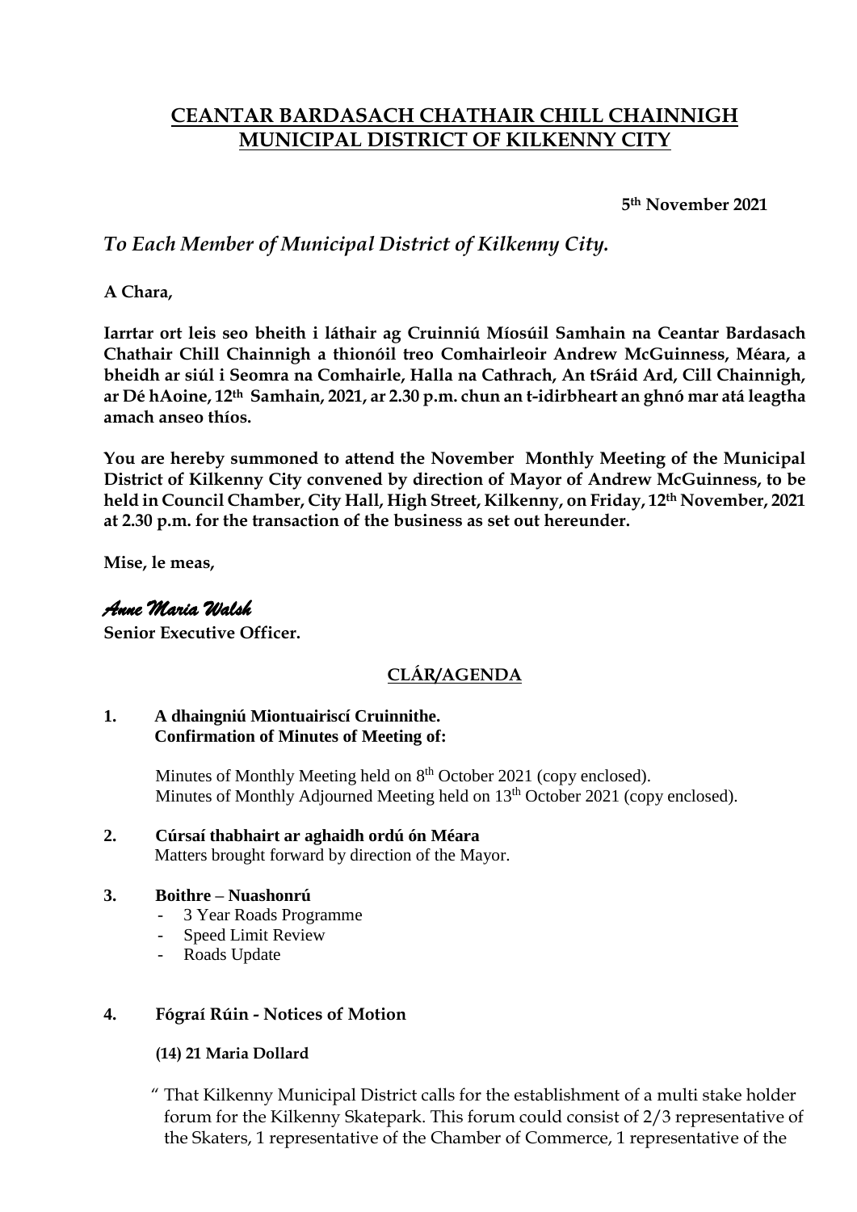# CEANTAR BARDASACH CHATHAIR CHILL CHAINNIGH
# MUNICIPAL DISTRICT OF KILKENNY CITY

**5th November 2021**

*To Each Member of Municipal District of Kilkenny City.*

**A Chara,**

**Iarrtar ort leis seo bheith i láthair ag Cruinniú Míosúil Samhain na Ceantar Bardasach Chathair Chill Chainnigh a thionóil treo Comhairleoir Andrew McGuinness, Méara, a bheidh ar siúl i Seomra na Comhairle, Halla na Cathrach, An tSráid Ard, Cill Chainnigh, ar Dé hAoine, 12th Samhain, 2021, ar 2.30 p.m. chun an t-idirbheart an ghnó mar atá leagtha amach anseo thíos.**

**You are hereby summoned to attend the November Monthly Meeting of the Municipal District of Kilkenny City convened by direction of Mayor of Andrew McGuinness, to be held in Council Chamber, City Hall, High Street, Kilkenny, on Friday, 12th November, 2021 at 2.30 p.m. for the transaction of the business as set out hereunder.**

**Mise, le meas,**

*Anne Maria Walsh*
**Senior Executive Officer.**

## CLÁR/AGENDA

**1. A dhaingniú Miontuairiscí Cruinnithe.**
**Confirmation of Minutes of Meeting of:**

Minutes of Monthly Meeting held on 8th October 2021 (copy enclosed).
Minutes of Monthly Adjourned Meeting held on 13th October 2021 (copy enclosed).

**2. Cúrsaí thabhairt ar aghaidh ordú ón Méara**
Matters brought forward by direction of the Mayor.

**3. Boithre – Nuashonrú**
- 3 Year Roads Programme
- Speed Limit Review
- Roads Update

**4. Fógraí Rúin - Notices of Motion**

**(14) 21 Maria Dollard**

" That Kilkenny Municipal District calls for the establishment of a multi stake holder forum for the Kilkenny Skatepark. This forum could consist of 2/3 representative of the Skaters, 1 representative of the Chamber of Commerce, 1 representative of the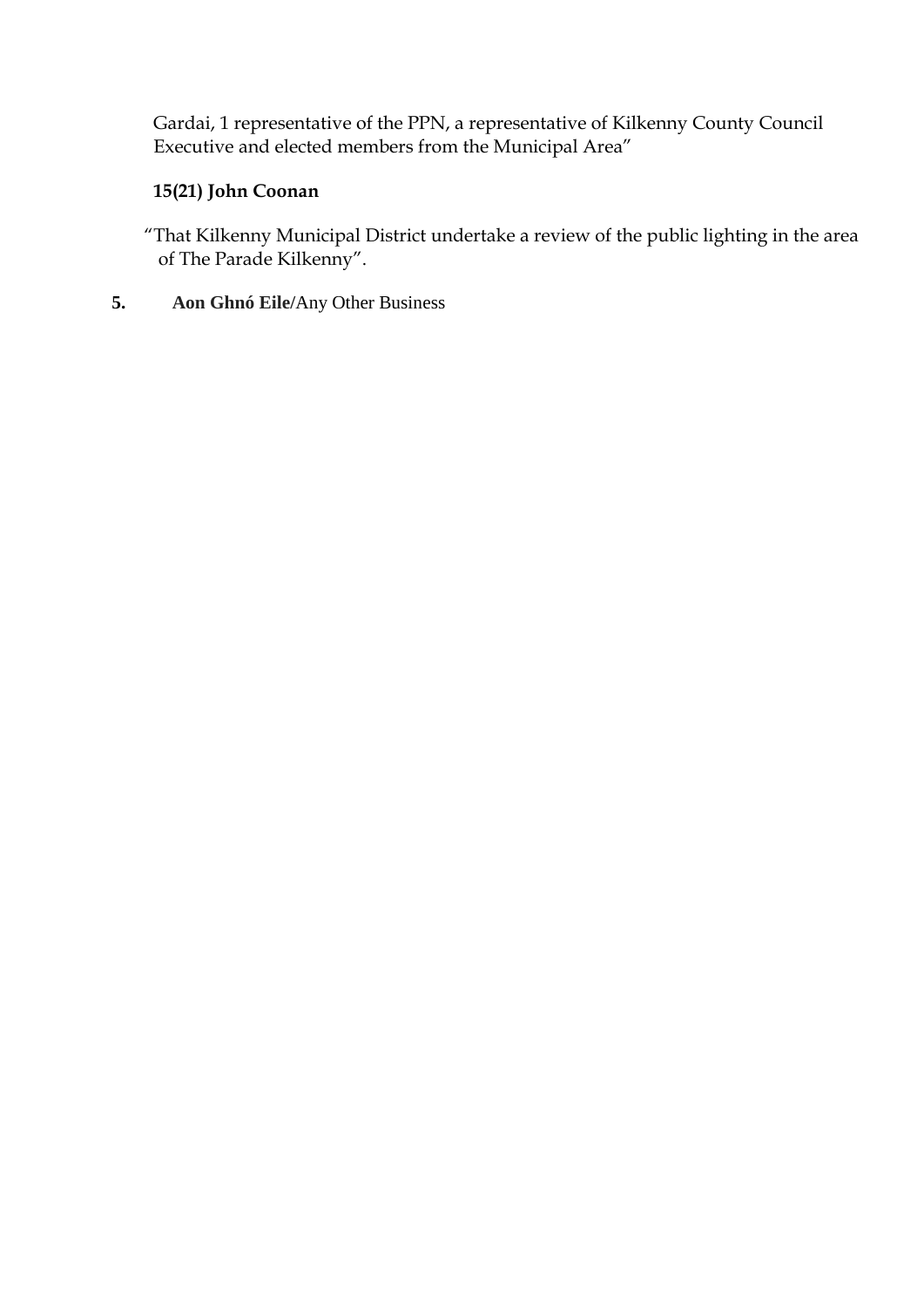Gardai, 1 representative of the PPN, a representative of Kilkenny County Council Executive and elected members from the Municipal Area"

**15(21) John Coonan**

"That Kilkenny Municipal District undertake a review of the public lighting in the area of The Parade Kilkenny".

**5. Aon Ghnó Eile**/Any Other Business